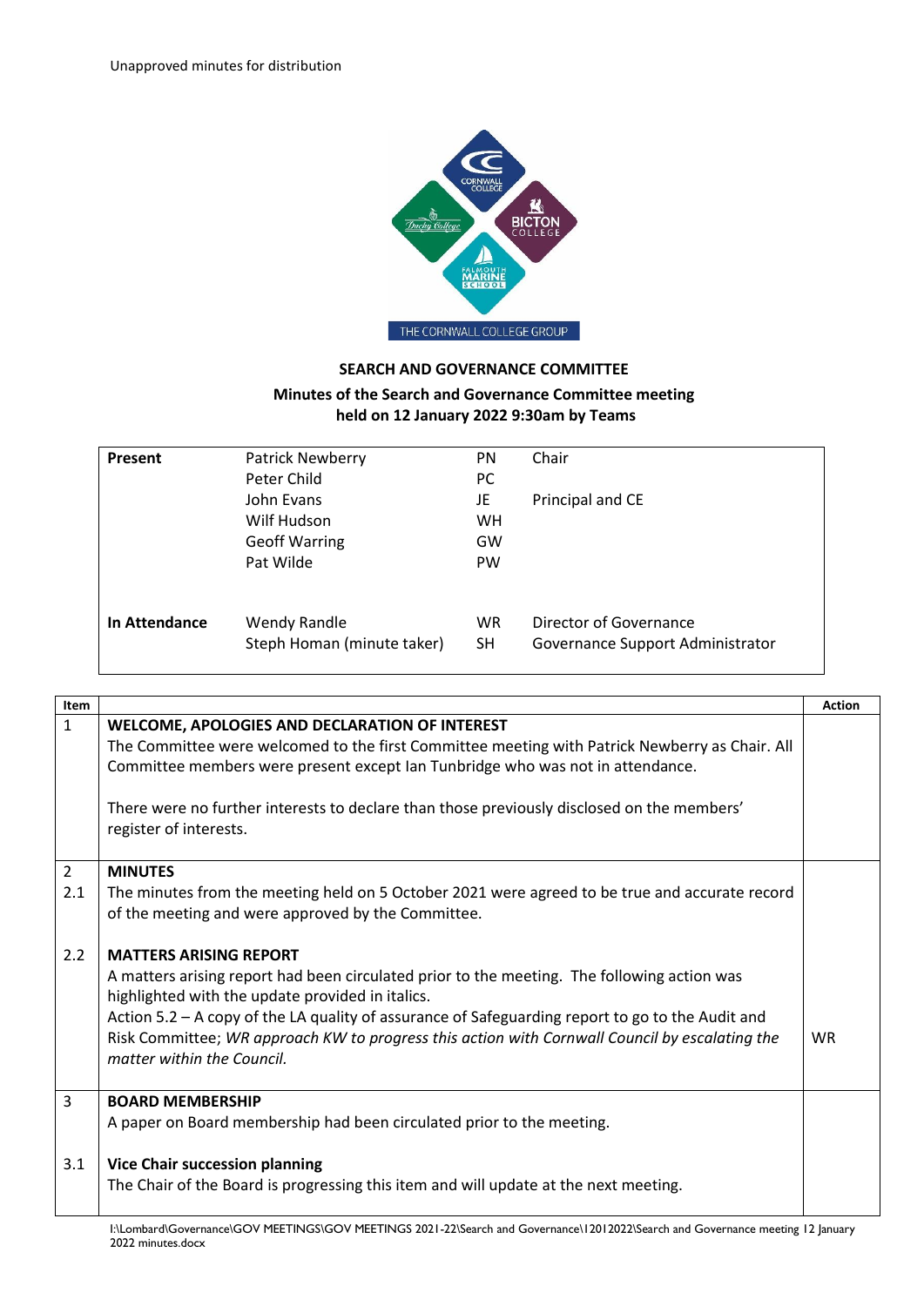Unapproved minutes for distribution

## SEARCH AND GOVERNANCE COMMITTEE

### Minutes of the Search and Governance Committee meeting held on 12 January 2022 9:30am by Teams

| | | | |
|---|---|---|---|
| **Present** | Patrick Newberry | PN | Chair |
| | Peter Child | PC | |
| | John Evans | JE | Principal and CE |
| | Wilf Hudson | WH | |
| | Geoff Warring | GW | |
| | Pat Wilde | PW | |
| **In Attendance** | Wendy Randle | WR | Director of Governance |
| | Steph Homan (minute taker) | SH | Governance Support Administrator |

| Item | | Action |
|---|---|---|
| 1 | **WELCOME, APOLOGIES AND DECLARATION OF INTEREST**<br>The Committee were welcomed to the first Committee meeting with Patrick Newberry as Chair. All Committee members were present except Ian Tunbridge who was not in attendance.<br><br>There were no further interests to declare than those previously disclosed on the members' register of interests. | |
| 2 | **MINUTES** | |
| 2.1 | The minutes from the meeting held on 5 October 2021 were agreed to be true and accurate record of the meeting and were approved by the Committee. | |
| 2.2 | **MATTERS ARISING REPORT**<br>A matters arising report had been circulated prior to the meeting. The following action was highlighted with the update provided in italics.<br>Action 5.2 – A copy of the LA quality of assurance of Safeguarding report to go to the Audit and Risk Committee; *WR approach KW to progress this action with Cornwall Council by escalating the matter within the Council.* | WR |
| 3 | **BOARD MEMBERSHIP**<br>A paper on Board membership had been circulated prior to the meeting. | |
| 3.1 | **Vice Chair succession planning**<br>The Chair of the Board is progressing this item and will update at the next meeting. | |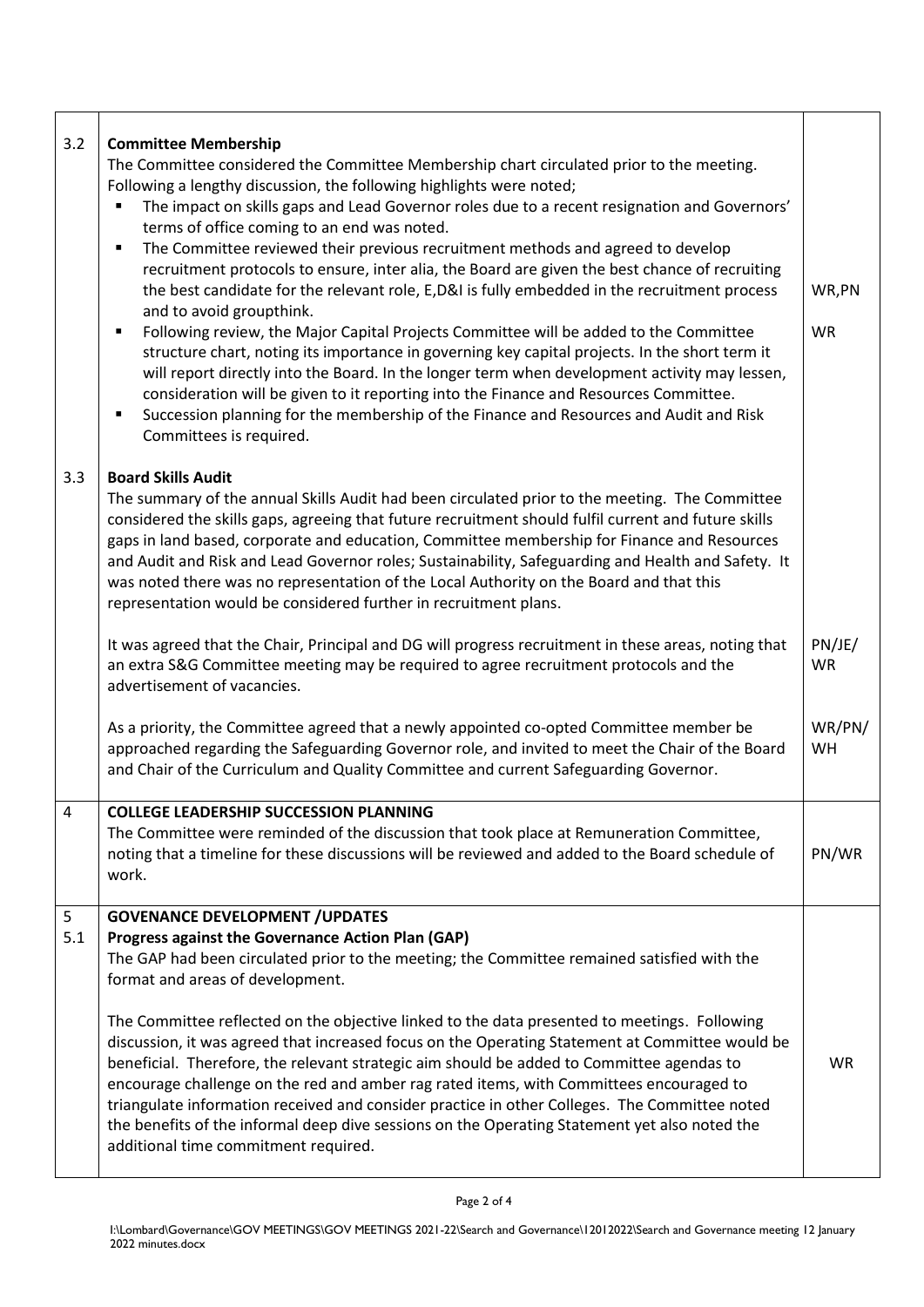| | | |
|---|---|---|
| 3.2 | **Committee Membership**<br>The Committee considered the Committee Membership chart circulated prior to the meeting. Following a lengthy discussion, the following highlights were noted;<br>▪ The impact on skills gaps and Lead Governor roles due to a recent resignation and Governors' terms of office coming to an end was noted.<br>▪ The Committee reviewed their previous recruitment methods and agreed to develop recruitment protocols to ensure, inter alia, the Board are given the best chance of recruiting the best candidate for the relevant role, E,D&I is fully embedded in the recruitment process and to avoid groupthink.<br>▪ Following review, the Major Capital Projects Committee will be added to the Committee structure chart, noting its importance in governing key capital projects. In the short term it will report directly into the Board. In the longer term when development activity may lessen, consideration will be given to it reporting into the Finance and Resources Committee.<br>▪ Succession planning for the membership of the Finance and Resources and Audit and Risk Committees is required. | WR,PN<br><br>WR |
| 3.3 | **Board Skills Audit**<br>The summary of the annual Skills Audit had been circulated prior to the meeting. The Committee considered the skills gaps, agreeing that future recruitment should fulfil current and future skills gaps in land based, corporate and education, Committee membership for Finance and Resources and Audit and Risk and Lead Governor roles; Sustainability, Safeguarding and Health and Safety. It was noted there was no representation of the Local Authority on the Board and that this representation would be considered further in recruitment plans.<br><br>It was agreed that the Chair, Principal and DG will progress recruitment in these areas, noting that an extra S&G Committee meeting may be required to agree recruitment protocols and the advertisement of vacancies.<br><br>As a priority, the Committee agreed that a newly appointed co-opted Committee member be approached regarding the Safeguarding Governor role, and invited to meet the Chair of the Board and Chair of the Curriculum and Quality Committee and current Safeguarding Governor. | <br><br>PN/JE/ WR<br><br>WR/PN/ WH |
| 4 | **COLLEGE LEADERSHIP SUCCESSION PLANNING**<br>The Committee were reminded of the discussion that took place at Remuneration Committee, noting that a timeline for these discussions will be reviewed and added to the Board schedule of work. | PN/WR |
| 5<br>5.1 | **GOVENANCE DEVELOPMENT /UPDATES**<br>**Progress against the Governance Action Plan (GAP)**<br>The GAP had been circulated prior to the meeting; the Committee remained satisfied with the format and areas of development.<br><br>The Committee reflected on the objective linked to the data presented to meetings. Following discussion, it was agreed that increased focus on the Operating Statement at Committee would be beneficial. Therefore, the relevant strategic aim should be added to Committee agendas to encourage challenge on the red and amber rag rated items, with Committees encouraged to triangulate information received and consider practice in other Colleges. The Committee noted the benefits of the informal deep dive sessions on the Operating Statement yet also noted the additional time commitment required. | <br><br><br>WR |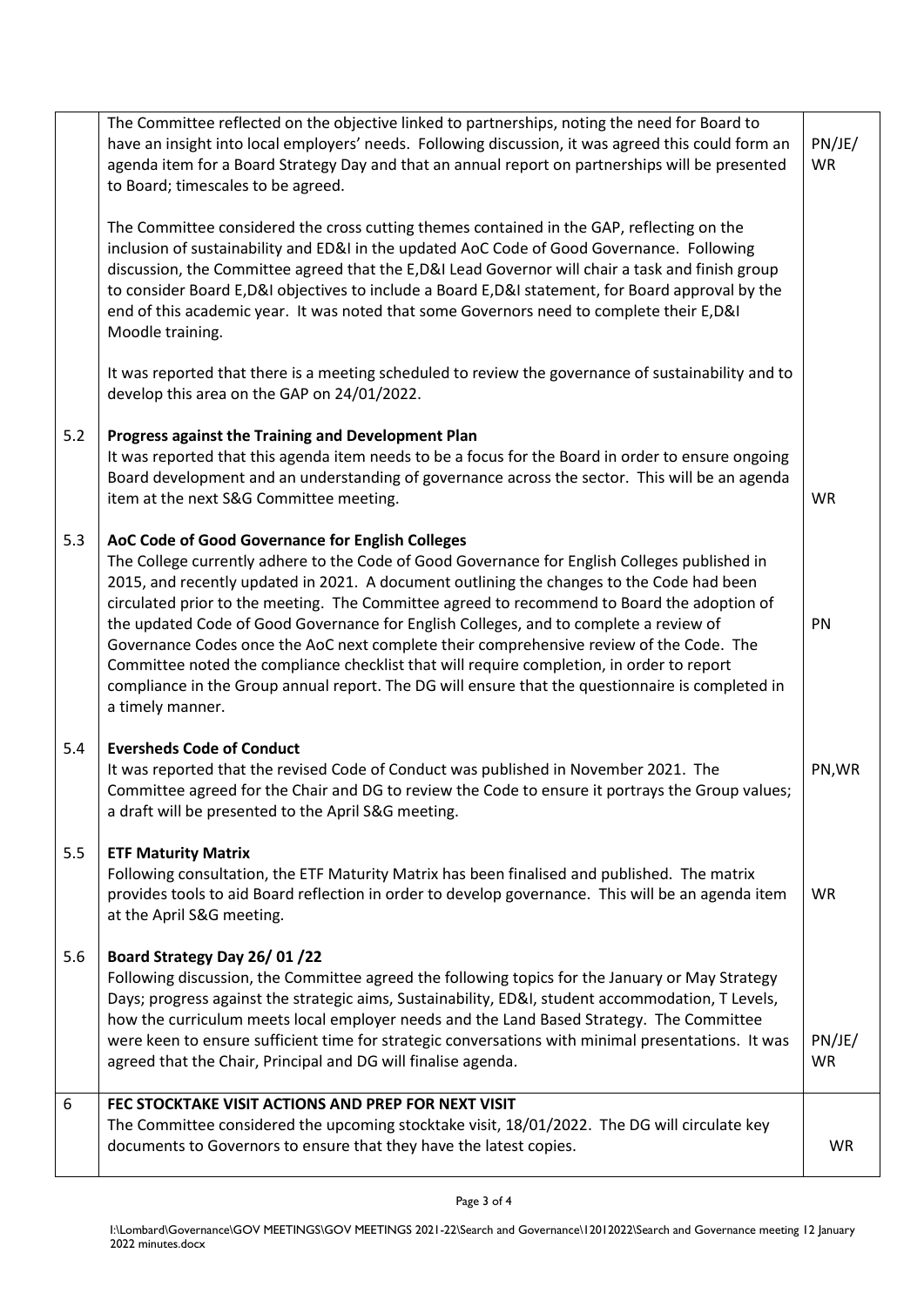| | | |
|---|---|---|
| | The Committee reflected on the objective linked to partnerships, noting the need for Board to have an insight into local employers' needs. Following discussion, it was agreed this could form an agenda item for a Board Strategy Day and that an annual report on partnerships will be presented to Board; timescales to be agreed.<br><br>The Committee considered the cross cutting themes contained in the GAP, reflecting on the inclusion of sustainability and ED&I in the updated AoC Code of Good Governance. Following discussion, the Committee agreed that the E,D&I Lead Governor will chair a task and finish group to consider Board E,D&I objectives to include a Board E,D&I statement, for Board approval by the end of this academic year. It was noted that some Governors need to complete their E,D&I Moodle training.<br><br>It was reported that there is a meeting scheduled to review the governance of sustainability and to develop this area on the GAP on 24/01/2022. | PN/JE/ WR |
| 5.2 | **Progress against the Training and Development Plan**<br>It was reported that this agenda item needs to be a focus for the Board in order to ensure ongoing Board development and an understanding of governance across the sector. This will be an agenda item at the next S&G Committee meeting. | WR |
| 5.3 | **AoC Code of Good Governance for English Colleges**<br>The College currently adhere to the Code of Good Governance for English Colleges published in 2015, and recently updated in 2021. A document outlining the changes to the Code had been circulated prior to the meeting. The Committee agreed to recommend to Board the adoption of the updated Code of Good Governance for English Colleges, and to complete a review of Governance Codes once the AoC next complete their comprehensive review of the Code. The Committee noted the compliance checklist that will require completion, in order to report compliance in the Group annual report. The DG will ensure that the questionnaire is completed in a timely manner. | PN |
| 5.4 | **Eversheds Code of Conduct**<br>It was reported that the revised Code of Conduct was published in November 2021. The Committee agreed for the Chair and DG to review the Code to ensure it portrays the Group values; a draft will be presented to the April S&G meeting. | PN,WR |
| 5.5 | **ETF Maturity Matrix**<br>Following consultation, the ETF Maturity Matrix has been finalised and published. The matrix provides tools to aid Board reflection in order to develop governance. This will be an agenda item at the April S&G meeting. | WR |
| 5.6 | **Board Strategy Day 26/ 01 /22**<br>Following discussion, the Committee agreed the following topics for the January or May Strategy Days; progress against the strategic aims, Sustainability, ED&I, student accommodation, T Levels, how the curriculum meets local employer needs and the Land Based Strategy. The Committee were keen to ensure sufficient time for strategic conversations with minimal presentations. It was agreed that the Chair, Principal and DG will finalise agenda. | PN/JE/ WR |
| 6 | **FEC STOCKTAKE VISIT ACTIONS AND PREP FOR NEXT VISIT**<br>The Committee considered the upcoming stocktake visit, 18/01/2022. The DG will circulate key documents to Governors to ensure that they have the latest copies. | WR |

I:\Lombard\Governance\GOV MEETINGS\GOV MEETINGS 2021-22\Search and Governance\12012022\Search and Governance meeting 12 January 2022 minutes.docx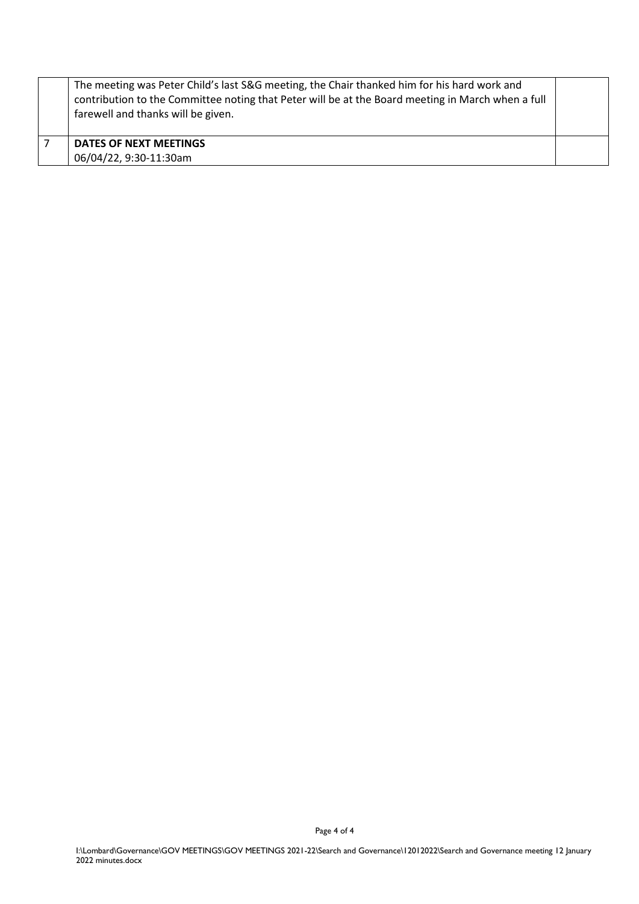| | | |
|---|---|---|
| | The meeting was Peter Child's last S&G meeting, the Chair thanked him for his hard work and contribution to the Committee noting that Peter will be at the Board meeting in March when a full farewell and thanks will be given. | |
| 7 | **DATES OF NEXT MEETINGS**<br>06/04/22, 9:30-11:30am | |

I:\Lombard\Governance\GOV MEETINGS\GOV MEETINGS 2021-22\Search and Governance\12012022\Search and Governance meeting 12 January 2022 minutes.docx